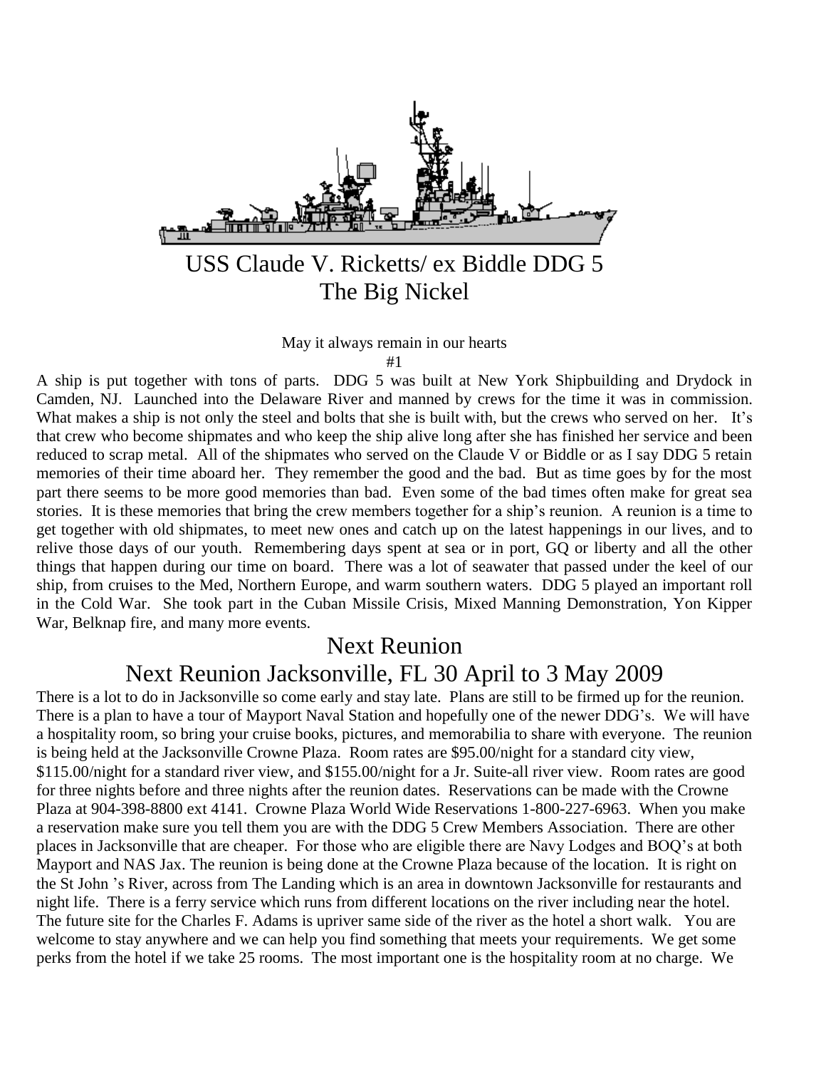# USS Claude V. Ricketts/ ex Biddle DDG 5
# The Big Nickel

May it always remain in our hearts

#1

A ship is put together with tons of parts. DDG 5 was built at New York Shipbuilding and Drydock in Camden, NJ. Launched into the Delaware River and manned by crews for the time it was in commission. What makes a ship is not only the steel and bolts that she is built with, but the crews who served on her. It's that crew who become shipmates and who keep the ship alive long after she has finished her service and been reduced to scrap metal. All of the shipmates who served on the Claude V or Biddle or as I say DDG 5 retain memories of their time aboard her. They remember the good and the bad. But as time goes by for the most part there seems to be more good memories than bad. Even some of the bad times often make for great sea stories. It is these memories that bring the crew members together for a ship's reunion. A reunion is a time to get together with old shipmates, to meet new ones and catch up on the latest happenings in our lives, and to relive those days of our youth. Remembering days spent at sea or in port, GQ or liberty and all the other things that happen during our time on board. There was a lot of seawater that passed under the keel of our ship, from cruises to the Med, Northern Europe, and warm southern waters. DDG 5 played an important roll in the Cold War. She took part in the Cuban Missile Crisis, Mixed Manning Demonstration, Yon Kipper War, Belknap fire, and many more events.

## Next Reunion

## Next Reunion Jacksonville, FL 30 April to 3 May 2009

There is a lot to do in Jacksonville so come early and stay late. Plans are still to be firmed up for the reunion. There is a plan to have a tour of Mayport Naval Station and hopefully one of the newer DDG's. We will have a hospitality room, so bring your cruise books, pictures, and memorabilia to share with everyone. The reunion is being held at the Jacksonville Crowne Plaza. Room rates are \$95.00/night for a standard city view, \$115.00/night for a standard river view, and \$155.00/night for a Jr. Suite-all river view. Room rates are good for three nights before and three nights after the reunion dates. Reservations can be made with the Crowne Plaza at 904-398-8800 ext 4141. Crowne Plaza World Wide Reservations 1-800-227-6963. When you make a reservation make sure you tell them you are with the DDG 5 Crew Members Association. There are other places in Jacksonville that are cheaper. For those who are eligible there are Navy Lodges and BOQ's at both Mayport and NAS Jax. The reunion is being done at the Crowne Plaza because of the location. It is right on the St John 's River, across from The Landing which is an area in downtown Jacksonville for restaurants and night life. There is a ferry service which runs from different locations on the river including near the hotel. The future site for the Charles F. Adams is upriver same side of the river as the hotel a short walk. You are welcome to stay anywhere and we can help you find something that meets your requirements. We get some perks from the hotel if we take 25 rooms. The most important one is the hospitality room at no charge. We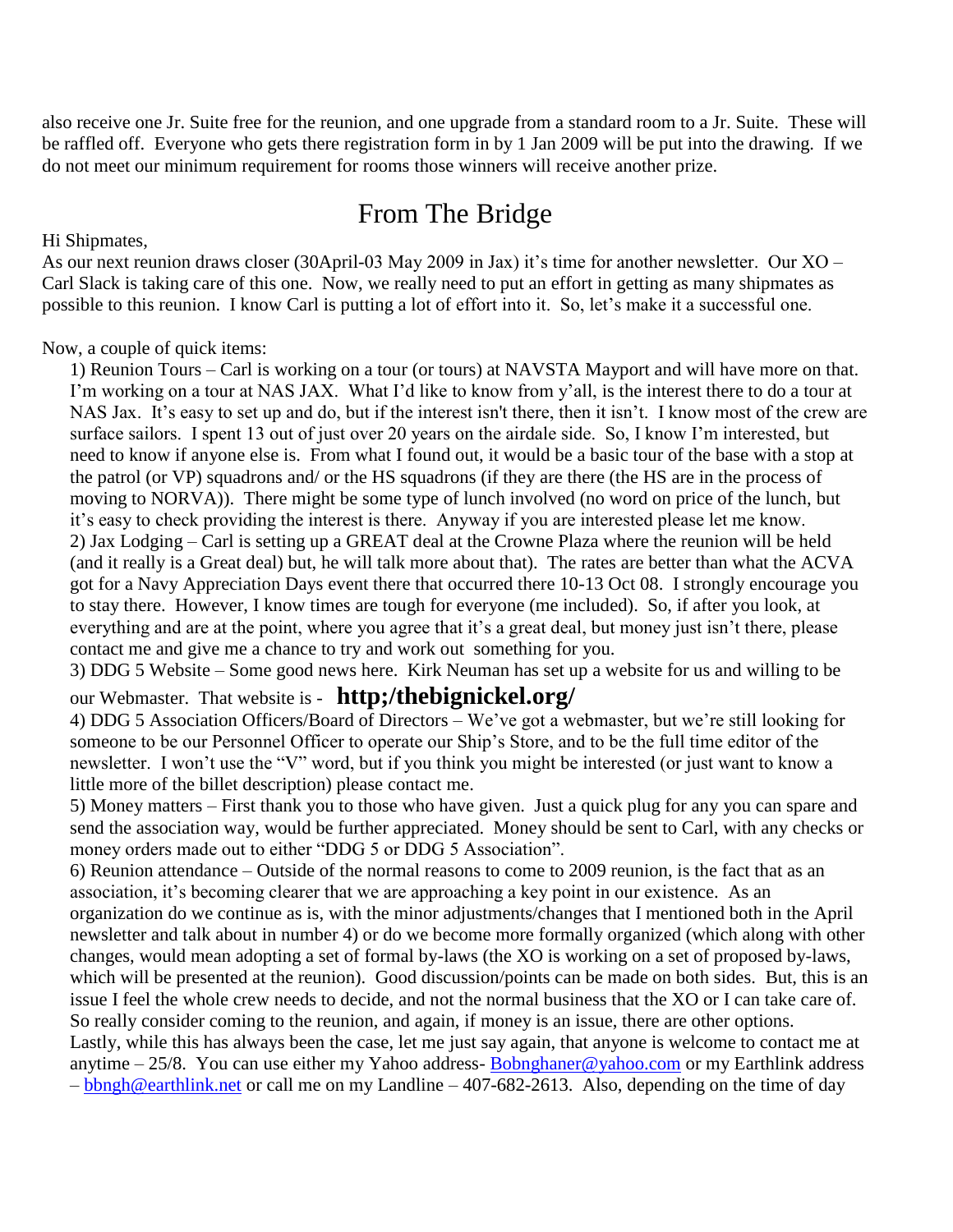also receive one Jr. Suite free for the reunion, and one upgrade from a standard room to a Jr. Suite. These will be raffled off. Everyone who gets there registration form in by 1 Jan 2009 will be put into the drawing. If we do not meet our minimum requirement for rooms those winners will receive another prize.

# From The Bridge

Hi Shipmates,

As our next reunion draws closer (30April-03 May 2009 in Jax) it's time for another newsletter. Our XO – Carl Slack is taking care of this one. Now, we really need to put an effort in getting as many shipmates as possible to this reunion. I know Carl is putting a lot of effort into it. So, let's make it a successful one.

Now, a couple of quick items:

1) Reunion Tours – Carl is working on a tour (or tours) at NAVSTA Mayport and will have more on that. I'm working on a tour at NAS JAX. What I'd like to know from y'all, is the interest there to do a tour at NAS Jax. It's easy to set up and do, but if the interest isn't there, then it isn't. I know most of the crew are surface sailors. I spent 13 out of just over 20 years on the airdale side. So, I know I'm interested, but need to know if anyone else is. From what I found out, it would be a basic tour of the base with a stop at the patrol (or VP) squadrons and/ or the HS squadrons (if they are there (the HS are in the process of moving to NORVA)). There might be some type of lunch involved (no word on price of the lunch, but it's easy to check providing the interest is there. Anyway if you are interested please let me know.
2) Jax Lodging – Carl is setting up a GREAT deal at the Crowne Plaza where the reunion will be held (and it really is a Great deal) but, he will talk more about that). The rates are better than what the ACVA got for a Navy Appreciation Days event there that occurred there 10-13 Oct 08. I strongly encourage you to stay there. However, I know times are tough for everyone (me included). So, if after you look, at everything and are at the point, where you agree that it's a great deal, but money just isn't there, please contact me and give me a chance to try and work out something for you.
3) DDG 5 Website – Some good news here. Kirk Neuman has set up a website for us and willing to be our Webmaster. That website is - **http;/thebignickel.org/**
4) DDG 5 Association Officers/Board of Directors – We've got a webmaster, but we're still looking for someone to be our Personnel Officer to operate our Ship's Store, and to be the full time editor of the newsletter. I won't use the "V" word, but if you think you might be interested (or just want to know a little more of the billet description) please contact me.
5) Money matters – First thank you to those who have given. Just a quick plug for any you can spare and send the association way, would be further appreciated. Money should be sent to Carl, with any checks or money orders made out to either "DDG 5 or DDG 5 Association".
6) Reunion attendance – Outside of the normal reasons to come to 2009 reunion, is the fact that as an association, it's becoming clearer that we are approaching a key point in our existence. As an organization do we continue as is, with the minor adjustments/changes that I mentioned both in the April newsletter and talk about in number 4) or do we become more formally organized (which along with other changes, would mean adopting a set of formal by-laws (the XO is working on a set of proposed by-laws, which will be presented at the reunion). Good discussion/points can be made on both sides. But, this is an issue I feel the whole crew needs to decide, and not the normal business that the XO or I can take care of. So really consider coming to the reunion, and again, if money is an issue, there are other options.

Lastly, while this has always been the case, let me just say again, that anyone is welcome to contact me at anytime – 25/8. You can use either my Yahoo address- Bobnghaner@yahoo.com or my Earthlink address – bbngh@earthlink.net or call me on my Landline – 407-682-2613. Also, depending on the time of day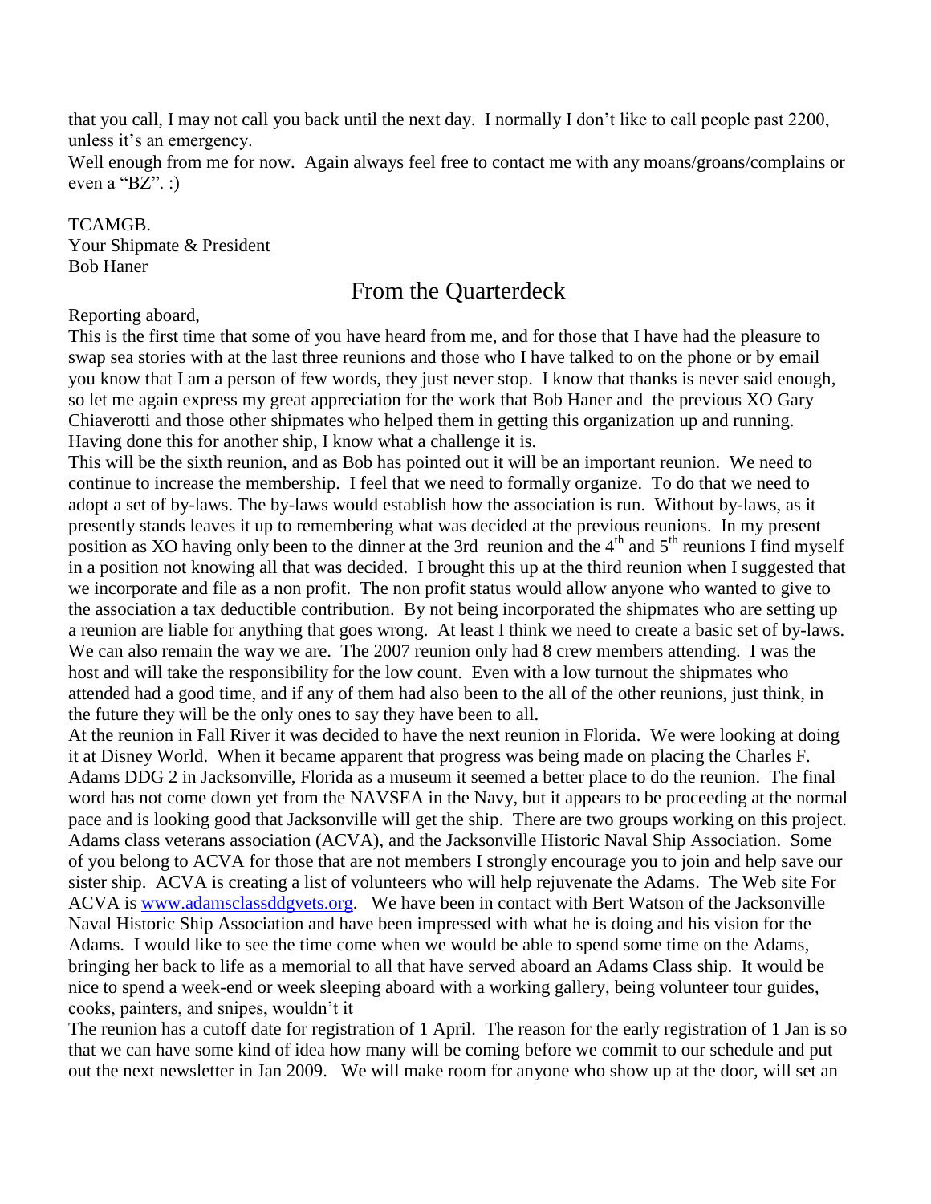that you call, I may not call you back until the next day. I normally I don't like to call people past 2200, unless it's an emergency.

Well enough from me for now. Again always feel free to contact me with any moans/groans/complains or even a "BZ". :)

TCAMGB.
Your Shipmate & President
Bob Haner

## From the Quarterdeck

Reporting aboard,

This is the first time that some of you have heard from me, and for those that I have had the pleasure to swap sea stories with at the last three reunions and those who I have talked to on the phone or by email you know that I am a person of few words, they just never stop. I know that thanks is never said enough, so let me again express my great appreciation for the work that Bob Haner and the previous XO Gary Chiaverotti and those other shipmates who helped them in getting this organization up and running. Having done this for another ship, I know what a challenge it is.

This will be the sixth reunion, and as Bob has pointed out it will be an important reunion. We need to continue to increase the membership. I feel that we need to formally organize. To do that we need to adopt a set of by-laws. The by-laws would establish how the association is run. Without by-laws, as it presently stands leaves it up to remembering what was decided at the previous reunions. In my present position as XO having only been to the dinner at the 3rd reunion and the 4th and 5th reunions I find myself in a position not knowing all that was decided. I brought this up at the third reunion when I suggested that we incorporate and file as a non profit. The non profit status would allow anyone who wanted to give to the association a tax deductible contribution. By not being incorporated the shipmates who are setting up a reunion are liable for anything that goes wrong. At least I think we need to create a basic set of by-laws. We can also remain the way we are. The 2007 reunion only had 8 crew members attending. I was the host and will take the responsibility for the low count. Even with a low turnout the shipmates who attended had a good time, and if any of them had also been to the all of the other reunions, just think, in the future they will be the only ones to say they have been to all.

At the reunion in Fall River it was decided to have the next reunion in Florida. We were looking at doing it at Disney World. When it became apparent that progress was being made on placing the Charles F. Adams DDG 2 in Jacksonville, Florida as a museum it seemed a better place to do the reunion. The final word has not come down yet from the NAVSEA in the Navy, but it appears to be proceeding at the normal pace and is looking good that Jacksonville will get the ship. There are two groups working on this project. Adams class veterans association (ACVA), and the Jacksonville Historic Naval Ship Association. Some of you belong to ACVA for those that are not members I strongly encourage you to join and help save our sister ship. ACVA is creating a list of volunteers who will help rejuvenate the Adams. The Web site For ACVA is [www.adamsclassddgvets.org](http://www.adamsclassddgvets.org). We have been in contact with Bert Watson of the Jacksonville Naval Historic Ship Association and have been impressed with what he is doing and his vision for the Adams. I would like to see the time come when we would be able to spend some time on the Adams, bringing her back to life as a memorial to all that have served aboard an Adams Class ship. It would be nice to spend a week-end or week sleeping aboard with a working gallery, being volunteer tour guides, cooks, painters, and snipes, wouldn't it

The reunion has a cutoff date for registration of 1 April. The reason for the early registration of 1 Jan is so that we can have some kind of idea how many will be coming before we commit to our schedule and put out the next newsletter in Jan 2009. We will make room for anyone who show up at the door, will set an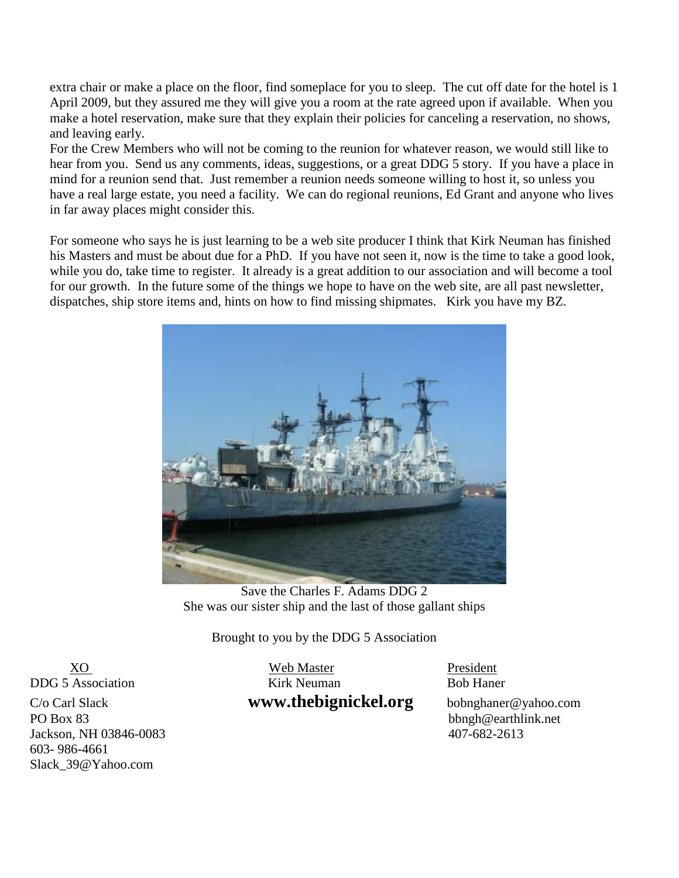extra chair or make a place on the floor, find someplace for you to sleep. The cut off date for the hotel is 1 April 2009, but they assured me they will give you a room at the rate agreed upon if available. When you make a hotel reservation, make sure that they explain their policies for canceling a reservation, no shows, and leaving early.

For the Crew Members who will not be coming to the reunion for whatever reason, we would still like to hear from you. Send us any comments, ideas, suggestions, or a great DDG 5 story. If you have a place in mind for a reunion send that. Just remember a reunion needs someone willing to host it, so unless you have a real large estate, you need a facility. We can do regional reunions, Ed Grant and anyone who lives in far away places might consider this.

For someone who says he is just learning to be a web site producer I think that Kirk Neuman has finished his Masters and must be about due for a PhD. If you have not seen it, now is the time to take a good look, while you do, take time to register. It already is a great addition to our association and will become a tool for our growth. In the future some of the things we hope to have on the web site, are all past newsletter, dispatches, ship store items and, hints on how to find missing shipmates. Kirk you have my BZ.

Save the Charles F. Adams DDG 2
She was our sister ship and the last of those gallant ships

Brought to you by the DDG 5 Association

XO
DDG 5 Association
C/o Carl Slack
PO Box 83
Jackson, NH 03846-0083
603- 986-4661
Slack_39@Yahoo.com

Web Master
Kirk Neuman
**www.thebignickel.org**

President
Bob Haner
bobnghaner@yahoo.com
bbngh@earthlink.net
407-682-2613